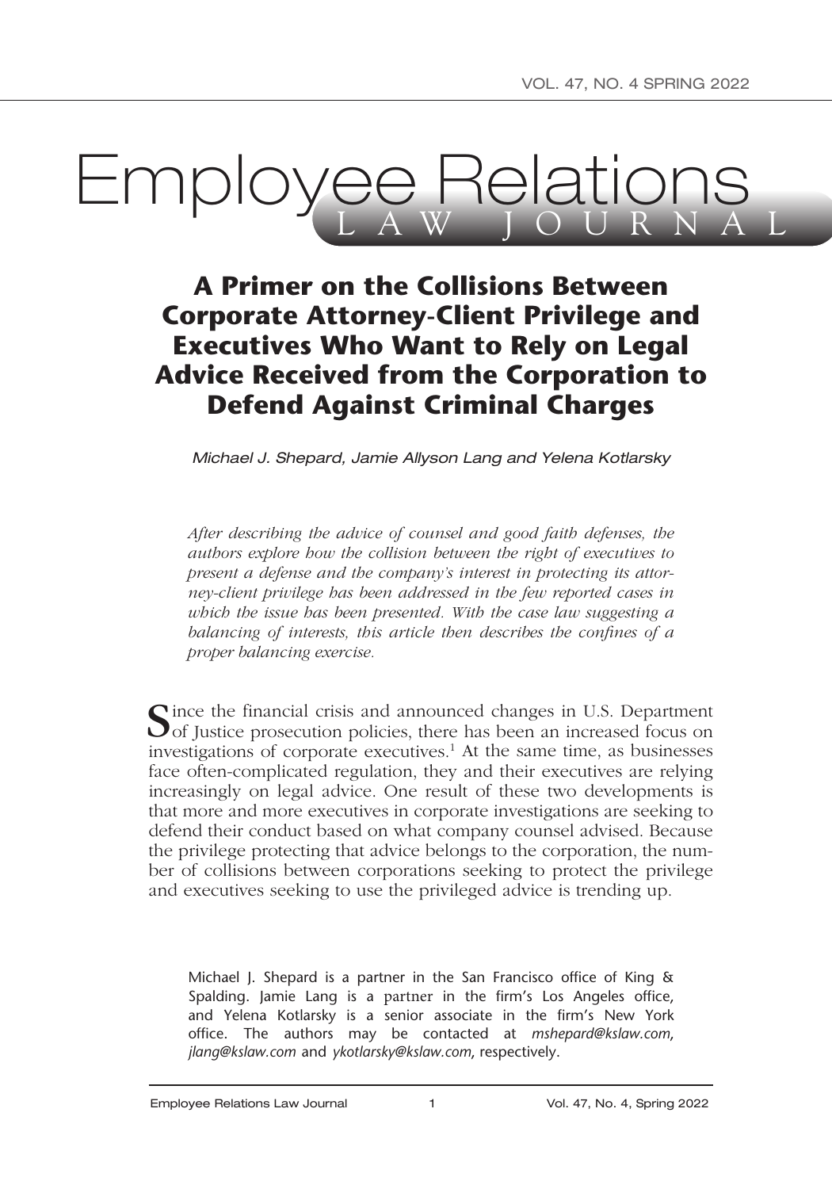# A Primer on the Collisions Between Corporate Attorney-Client Privilege and Executives Who Want to Rely on Legal Advice Received from the Corporation to Defend Against Criminal Charges

*Michael J. Shepard, Jamie Allyson Lang and Yelena Kotlarsky*

*After describing the advice of counsel and good faith defenses, the authors explore how the collision between the right of executives to present a defense and the company's interest in protecting its attorney-client privilege has been addressed in the few reported cases in which the issue has been presented. With the case law suggesting a balancing of interests, this article then describes the confines of a proper balancing exercise.*

Since the financial crisis and announced changes in U.S. Department of Justice prosecution policies, there has been an increased focus on investigations of corporate executives.[1] At the same time, as businesses face often-complicated regulation, they and their executives are relying increasingly on legal advice. One result of these two developments is that more and more executives in corporate investigations are seeking to defend their conduct based on what company counsel advised. Because the privilege protecting that advice belongs to the corporation, the number of collisions between corporations seeking to protect the privilege and executives seeking to use the privileged advice is trending up.

Michael J. Shepard is a partner in the San Francisco office of King & Spalding. Jamie Lang is a partner in the firm's Los Angeles office, and Yelena Kotlarsky is a senior associate in the firm's New York office. The authors may be contacted at *mshepard@kslaw.com*, *jlang@kslaw.com* and *ykotlarsky@kslaw.com*, respectively.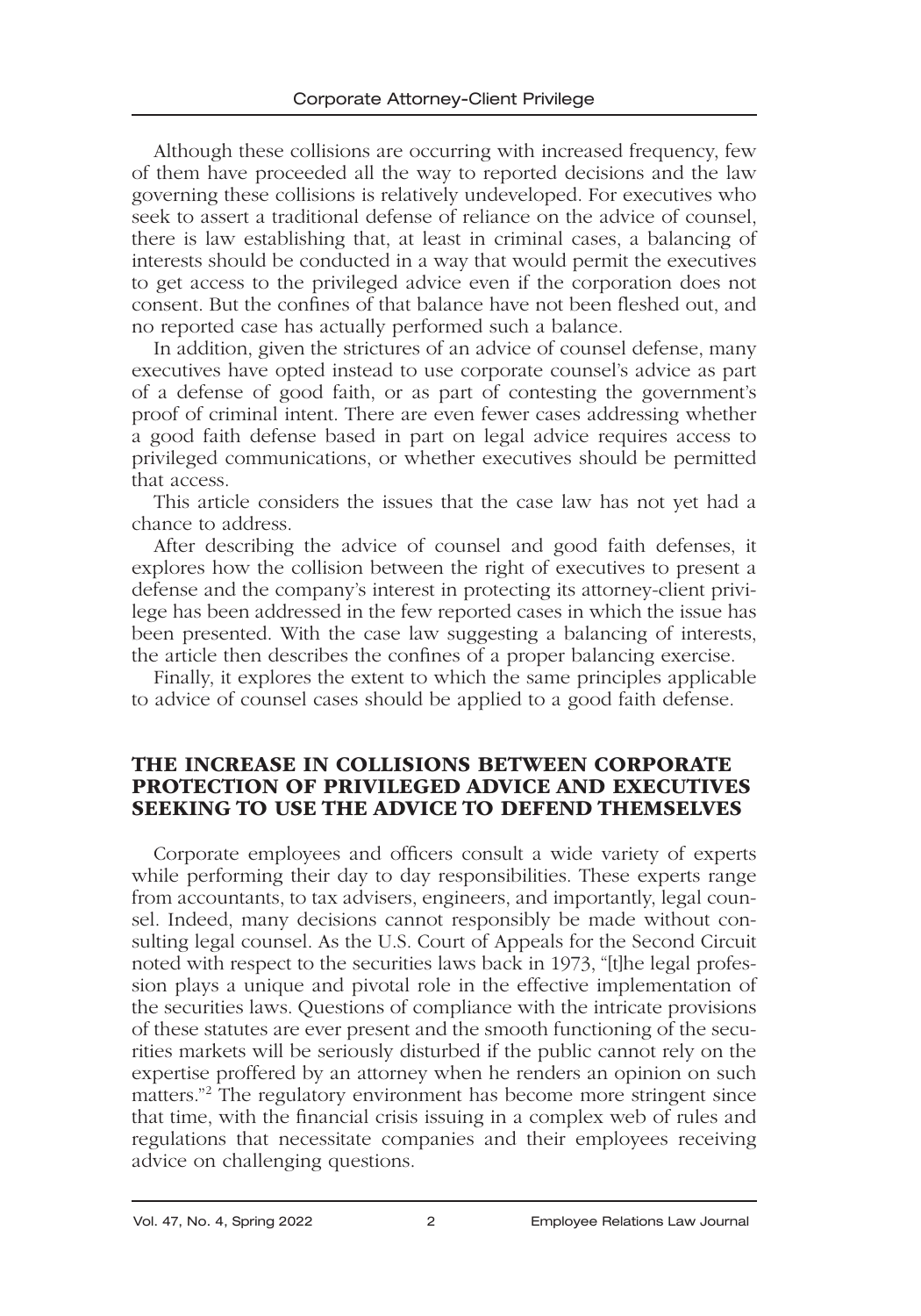Although these collisions are occurring with increased frequency, few of them have proceeded all the way to reported decisions and the law governing these collisions is relatively undeveloped. For executives who seek to assert a traditional defense of reliance on the advice of counsel, there is law establishing that, at least in criminal cases, a balancing of interests should be conducted in a way that would permit the executives to get access to the privileged advice even if the corporation does not consent. But the confines of that balance have not been fleshed out, and no reported case has actually performed such a balance.

In addition, given the strictures of an advice of counsel defense, many executives have opted instead to use corporate counsel's advice as part of a defense of good faith, or as part of contesting the government's proof of criminal intent. There are even fewer cases addressing whether a good faith defense based in part on legal advice requires access to privileged communications, or whether executives should be permitted that access.

This article considers the issues that the case law has not yet had a chance to address.

After describing the advice of counsel and good faith defenses, it explores how the collision between the right of executives to present a defense and the company's interest in protecting its attorney-client privilege has been addressed in the few reported cases in which the issue has been presented. With the case law suggesting a balancing of interests, the article then describes the confines of a proper balancing exercise.

Finally, it explores the extent to which the same principles applicable to advice of counsel cases should be applied to a good faith defense.

## THE INCREASE IN COLLISIONS BETWEEN CORPORATE PROTECTION OF PRIVILEGED ADVICE AND EXECUTIVES SEEKING TO USE THE ADVICE TO DEFEND THEMSELVES

Corporate employees and officers consult a wide variety of experts while performing their day to day responsibilities. These experts range from accountants, to tax advisers, engineers, and importantly, legal counsel. Indeed, many decisions cannot responsibly be made without consulting legal counsel. As the U.S. Court of Appeals for the Second Circuit noted with respect to the securities laws back in 1973, "[t]he legal profession plays a unique and pivotal role in the effective implementation of the securities laws. Questions of compliance with the intricate provisions of these statutes are ever present and the smooth functioning of the securities markets will be seriously disturbed if the public cannot rely on the expertise proffered by an attorney when he renders an opinion on such matters."[2] The regulatory environment has become more stringent since that time, with the financial crisis issuing in a complex web of rules and regulations that necessitate companies and their employees receiving advice on challenging questions.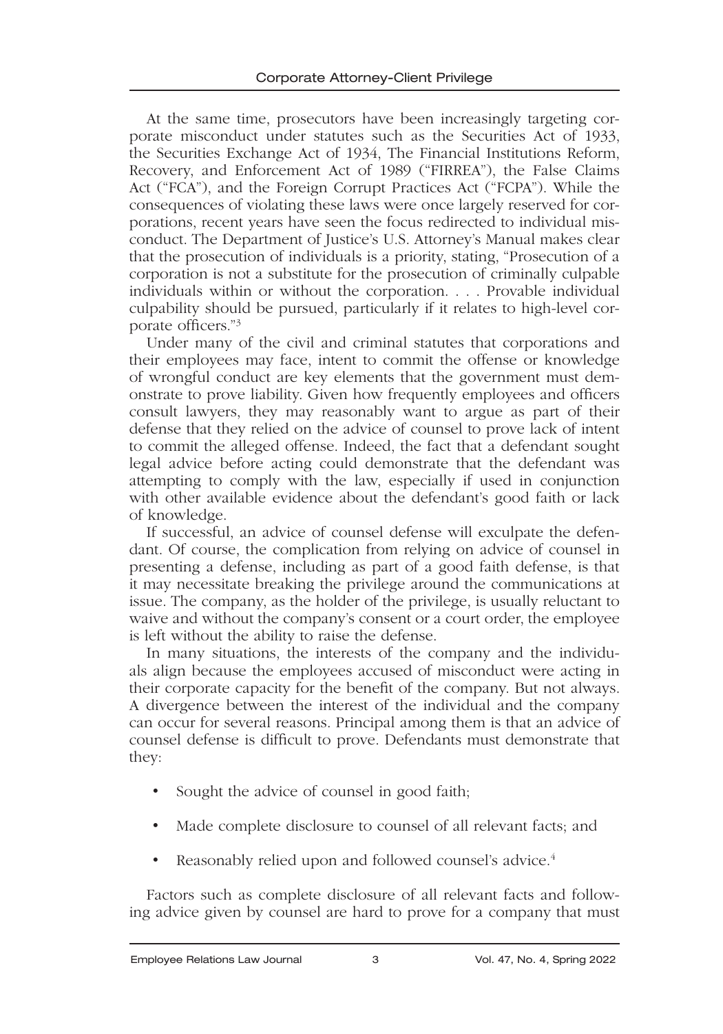At the same time, prosecutors have been increasingly targeting corporate misconduct under statutes such as the Securities Act of 1933, the Securities Exchange Act of 1934, The Financial Institutions Reform, Recovery, and Enforcement Act of 1989 ("FIRREA"), the False Claims Act ("FCA"), and the Foreign Corrupt Practices Act ("FCPA"). While the consequences of violating these laws were once largely reserved for corporations, recent years have seen the focus redirected to individual misconduct. The Department of Justice's U.S. Attorney's Manual makes clear that the prosecution of individuals is a priority, stating, "Prosecution of a corporation is not a substitute for the prosecution of criminally culpable individuals within or without the corporation. . . . Provable individual culpability should be pursued, particularly if it relates to high-level corporate officers."[3]

Under many of the civil and criminal statutes that corporations and their employees may face, intent to commit the offense or knowledge of wrongful conduct are key elements that the government must demonstrate to prove liability. Given how frequently employees and officers consult lawyers, they may reasonably want to argue as part of their defense that they relied on the advice of counsel to prove lack of intent to commit the alleged offense. Indeed, the fact that a defendant sought legal advice before acting could demonstrate that the defendant was attempting to comply with the law, especially if used in conjunction with other available evidence about the defendant's good faith or lack of knowledge.

If successful, an advice of counsel defense will exculpate the defendant. Of course, the complication from relying on advice of counsel in presenting a defense, including as part of a good faith defense, is that it may necessitate breaking the privilege around the communications at issue. The company, as the holder of the privilege, is usually reluctant to waive and without the company's consent or a court order, the employee is left without the ability to raise the defense.

In many situations, the interests of the company and the individuals align because the employees accused of misconduct were acting in their corporate capacity for the benefit of the company. But not always. A divergence between the interest of the individual and the company can occur for several reasons. Principal among them is that an advice of counsel defense is difficult to prove. Defendants must demonstrate that they:

- Sought the advice of counsel in good faith;
- Made complete disclosure to counsel of all relevant facts; and
- Reasonably relied upon and followed counsel's advice.[4]

Factors such as complete disclosure of all relevant facts and following advice given by counsel are hard to prove for a company that must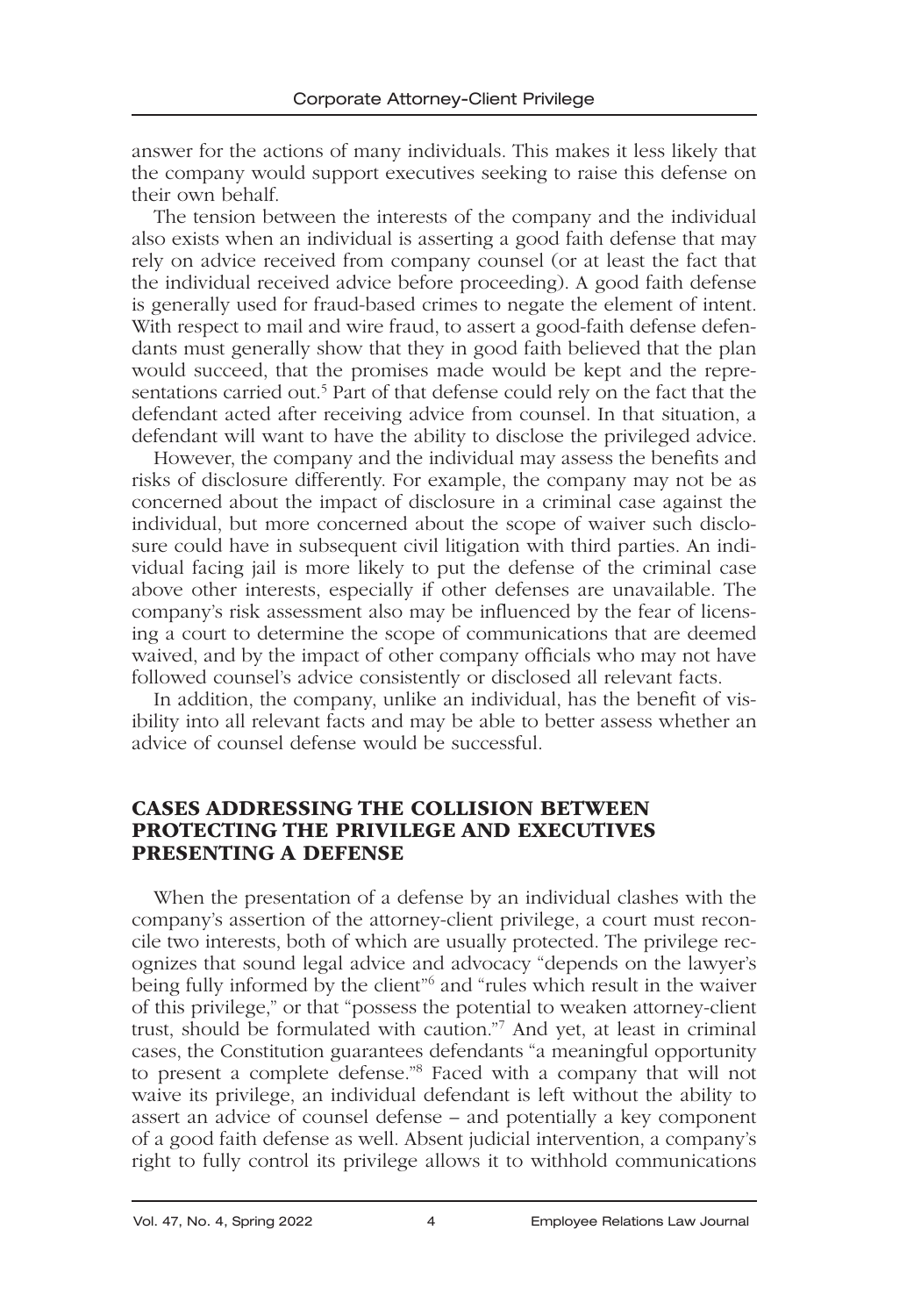answer for the actions of many individuals. This makes it less likely that the company would support executives seeking to raise this defense on their own behalf.

The tension between the interests of the company and the individual also exists when an individual is asserting a good faith defense that may rely on advice received from company counsel (or at least the fact that the individual received advice before proceeding). A good faith defense is generally used for fraud-based crimes to negate the element of intent. With respect to mail and wire fraud, to assert a good-faith defense defendants must generally show that they in good faith believed that the plan would succeed, that the promises made would be kept and the representations carried out.[5] Part of that defense could rely on the fact that the defendant acted after receiving advice from counsel. In that situation, a defendant will want to have the ability to disclose the privileged advice.

However, the company and the individual may assess the benefits and risks of disclosure differently. For example, the company may not be as concerned about the impact of disclosure in a criminal case against the individual, but more concerned about the scope of waiver such disclosure could have in subsequent civil litigation with third parties. An individual facing jail is more likely to put the defense of the criminal case above other interests, especially if other defenses are unavailable. The company's risk assessment also may be influenced by the fear of licensing a court to determine the scope of communications that are deemed waived, and by the impact of other company officials who may not have followed counsel's advice consistently or disclosed all relevant facts.

In addition, the company, unlike an individual, has the benefit of visibility into all relevant facts and may be able to better assess whether an advice of counsel defense would be successful.

## CASES ADDRESSING THE COLLISION BETWEEN PROTECTING THE PRIVILEGE AND EXECUTIVES PRESENTING A DEFENSE

When the presentation of a defense by an individual clashes with the company's assertion of the attorney-client privilege, a court must reconcile two interests, both of which are usually protected. The privilege recognizes that sound legal advice and advocacy "depends on the lawyer's being fully informed by the client"[6] and "rules which result in the waiver of this privilege," or that "possess the potential to weaken attorney-client trust, should be formulated with caution."[7] And yet, at least in criminal cases, the Constitution guarantees defendants "a meaningful opportunity to present a complete defense."[8] Faced with a company that will not waive its privilege, an individual defendant is left without the ability to assert an advice of counsel defense – and potentially a key component of a good faith defense as well. Absent judicial intervention, a company's right to fully control its privilege allows it to withhold communications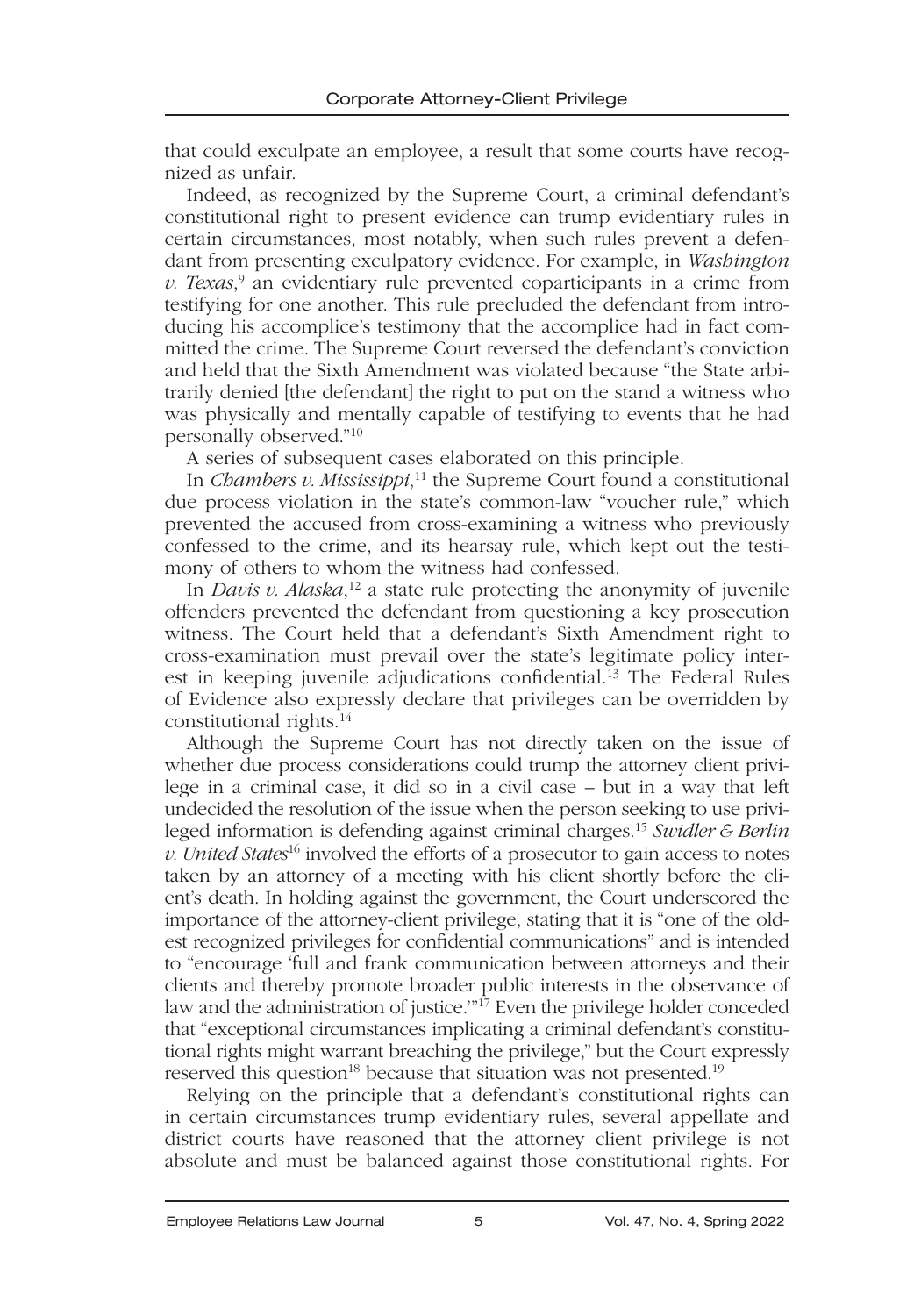that could exculpate an employee, a result that some courts have recognized as unfair.

Indeed, as recognized by the Supreme Court, a criminal defendant's constitutional right to present evidence can trump evidentiary rules in certain circumstances, most notably, when such rules prevent a defendant from presenting exculpatory evidence. For example, in *Washington v. Texas*,[9] an evidentiary rule prevented coparticipants in a crime from testifying for one another. This rule precluded the defendant from introducing his accomplice's testimony that the accomplice had in fact committed the crime. The Supreme Court reversed the defendant's conviction and held that the Sixth Amendment was violated because "the State arbitrarily denied [the defendant] the right to put on the stand a witness who was physically and mentally capable of testifying to events that he had personally observed."[10]

A series of subsequent cases elaborated on this principle.

In *Chambers v. Mississippi*,[11] the Supreme Court found a constitutional due process violation in the state's common-law "voucher rule," which prevented the accused from cross-examining a witness who previously confessed to the crime, and its hearsay rule, which kept out the testimony of others to whom the witness had confessed.

In *Davis v. Alaska*,[12] a state rule protecting the anonymity of juvenile offenders prevented the defendant from questioning a key prosecution witness. The Court held that a defendant's Sixth Amendment right to cross-examination must prevail over the state's legitimate policy interest in keeping juvenile adjudications confidential.[13] The Federal Rules of Evidence also expressly declare that privileges can be overridden by constitutional rights.[14]

Although the Supreme Court has not directly taken on the issue of whether due process considerations could trump the attorney client privilege in a criminal case, it did so in a civil case – but in a way that left undecided the resolution of the issue when the person seeking to use privileged information is defending against criminal charges.[15] *Swidler & Berlin v. United States*[16] involved the efforts of a prosecutor to gain access to notes taken by an attorney of a meeting with his client shortly before the client's death. In holding against the government, the Court underscored the importance of the attorney-client privilege, stating that it is "one of the oldest recognized privileges for confidential communications" and is intended to "encourage 'full and frank communication between attorneys and their clients and thereby promote broader public interests in the observance of law and the administration of justice.'"[17] Even the privilege holder conceded that "exceptional circumstances implicating a criminal defendant's constitutional rights might warrant breaching the privilege," but the Court expressly reserved this question[18] because that situation was not presented.[19]

Relying on the principle that a defendant's constitutional rights can in certain circumstances trump evidentiary rules, several appellate and district courts have reasoned that the attorney client privilege is not absolute and must be balanced against those constitutional rights. For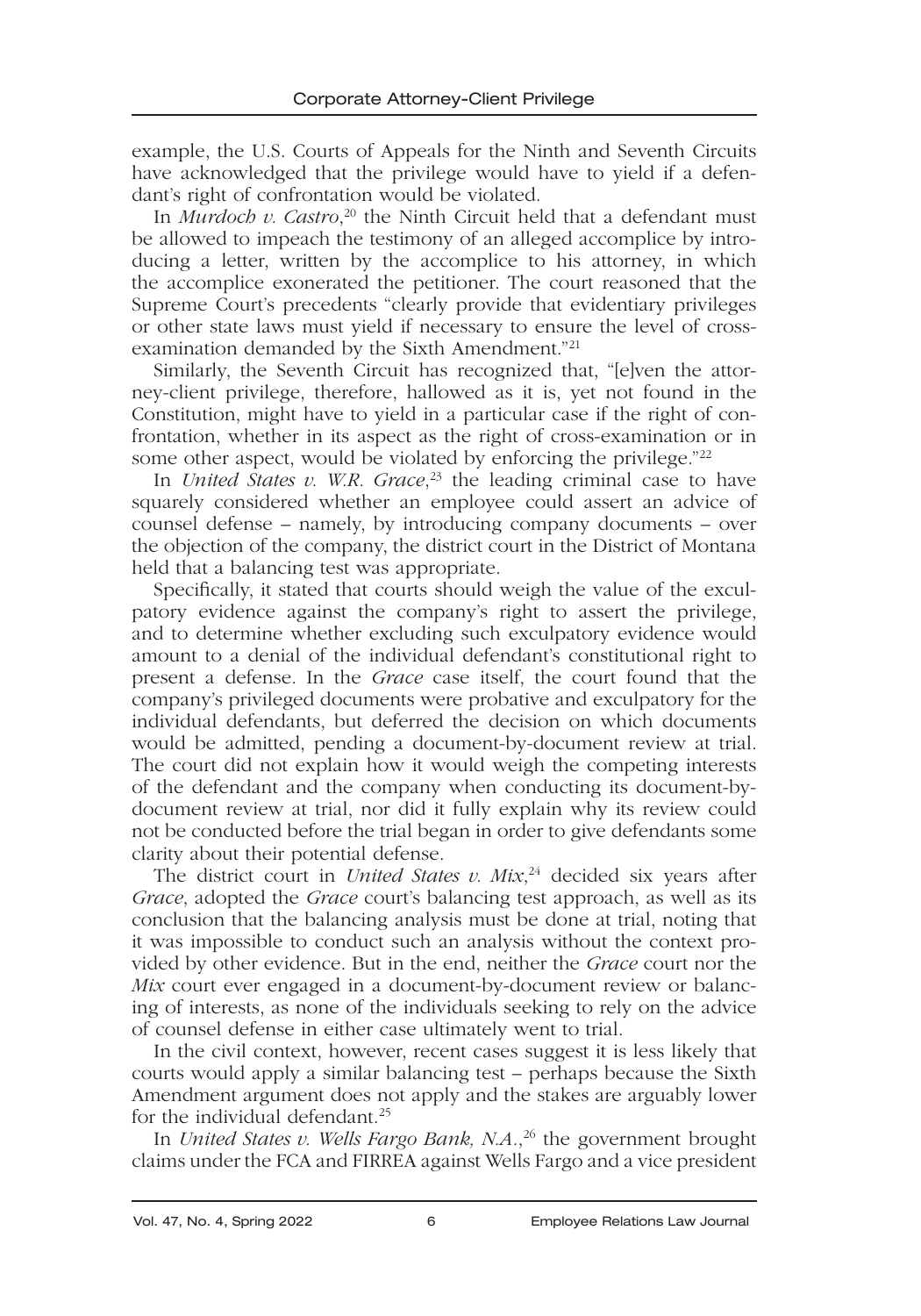example, the U.S. Courts of Appeals for the Ninth and Seventh Circuits have acknowledged that the privilege would have to yield if a defendant's right of confrontation would be violated.

In *Murdoch v. Castro*,[20] the Ninth Circuit held that a defendant must be allowed to impeach the testimony of an alleged accomplice by introducing a letter, written by the accomplice to his attorney, in which the accomplice exonerated the petitioner. The court reasoned that the Supreme Court's precedents "clearly provide that evidentiary privileges or other state laws must yield if necessary to ensure the level of cross-examination demanded by the Sixth Amendment."[21]

Similarly, the Seventh Circuit has recognized that, "[e]ven the attorney-client privilege, therefore, hallowed as it is, yet not found in the Constitution, might have to yield in a particular case if the right of confrontation, whether in its aspect as the right of cross-examination or in some other aspect, would be violated by enforcing the privilege."[22]

In *United States v. W.R. Grace*,[23] the leading criminal case to have squarely considered whether an employee could assert an advice of counsel defense – namely, by introducing company documents – over the objection of the company, the district court in the District of Montana held that a balancing test was appropriate.

Specifically, it stated that courts should weigh the value of the exculpatory evidence against the company's right to assert the privilege, and to determine whether excluding such exculpatory evidence would amount to a denial of the individual defendant's constitutional right to present a defense. In the *Grace* case itself, the court found that the company's privileged documents were probative and exculpatory for the individual defendants, but deferred the decision on which documents would be admitted, pending a document-by-document review at trial. The court did not explain how it would weigh the competing interests of the defendant and the company when conducting its document-by-document review at trial, nor did it fully explain why its review could not be conducted before the trial began in order to give defendants some clarity about their potential defense.

The district court in *United States v. Mix*,[24] decided six years after *Grace*, adopted the *Grace* court's balancing test approach, as well as its conclusion that the balancing analysis must be done at trial, noting that it was impossible to conduct such an analysis without the context provided by other evidence. But in the end, neither the *Grace* court nor the *Mix* court ever engaged in a document-by-document review or balancing of interests, as none of the individuals seeking to rely on the advice of counsel defense in either case ultimately went to trial.

In the civil context, however, recent cases suggest it is less likely that courts would apply a similar balancing test – perhaps because the Sixth Amendment argument does not apply and the stakes are arguably lower for the individual defendant.[25]

In *United States v. Wells Fargo Bank, N.A.*,[26] the government brought claims under the FCA and FIRREA against Wells Fargo and a vice president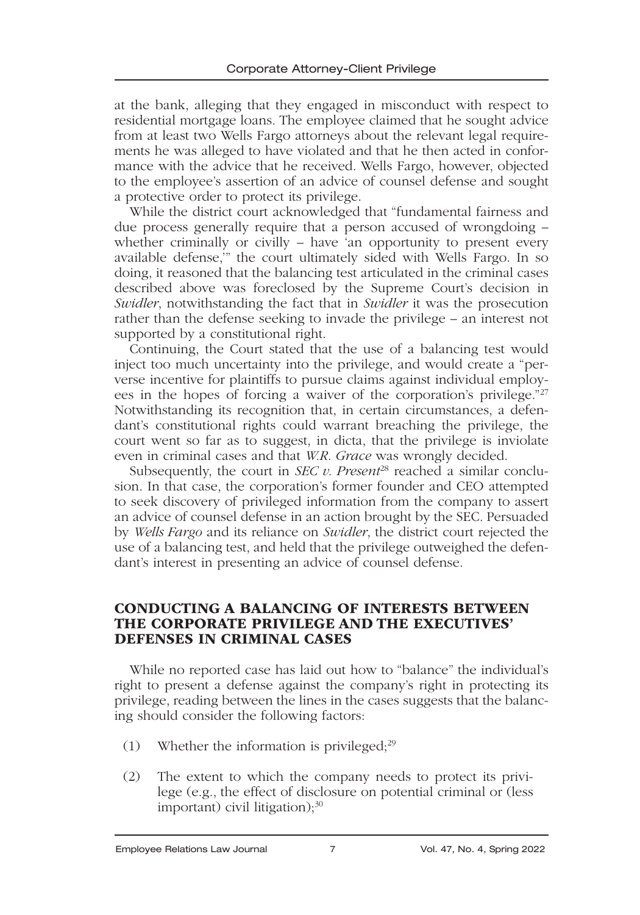at the bank, alleging that they engaged in misconduct with respect to residential mortgage loans. The employee claimed that he sought advice from at least two Wells Fargo attorneys about the relevant legal requirements he was alleged to have violated and that he then acted in conformance with the advice that he received. Wells Fargo, however, objected to the employee's assertion of an advice of counsel defense and sought a protective order to protect its privilege.

While the district court acknowledged that "fundamental fairness and due process generally require that a person accused of wrongdoing – whether criminally or civilly – have 'an opportunity to present every available defense,'" the court ultimately sided with Wells Fargo. In so doing, it reasoned that the balancing test articulated in the criminal cases described above was foreclosed by the Supreme Court's decision in *Swidler*, notwithstanding the fact that in *Swidler* it was the prosecution rather than the defense seeking to invade the privilege – an interest not supported by a constitutional right.

Continuing, the Court stated that the use of a balancing test would inject too much uncertainty into the privilege, and would create a "perverse incentive for plaintiffs to pursue claims against individual employees in the hopes of forcing a waiver of the corporation's privilege."[27] Notwithstanding its recognition that, in certain circumstances, a defendant's constitutional rights could warrant breaching the privilege, the court went so far as to suggest, in dicta, that the privilege is inviolate even in criminal cases and that *W.R. Grace* was wrongly decided.

Subsequently, the court in *SEC v. Present*[28] reached a similar conclusion. In that case, the corporation's former founder and CEO attempted to seek discovery of privileged information from the company to assert an advice of counsel defense in an action brought by the SEC. Persuaded by *Wells Fargo* and its reliance on *Swidler*, the district court rejected the use of a balancing test, and held that the privilege outweighed the defendant's interest in presenting an advice of counsel defense.

## CONDUCTING A BALANCING OF INTERESTS BETWEEN THE CORPORATE PRIVILEGE AND THE EXECUTIVES' DEFENSES IN CRIMINAL CASES

While no reported case has laid out how to "balance" the individual's right to present a defense against the company's right in protecting its privilege, reading between the lines in the cases suggests that the balancing should consider the following factors:

(1) Whether the information is privileged;[29]

(2) The extent to which the company needs to protect its privilege (e.g., the effect of disclosure on potential criminal or (less important) civil litigation);[30]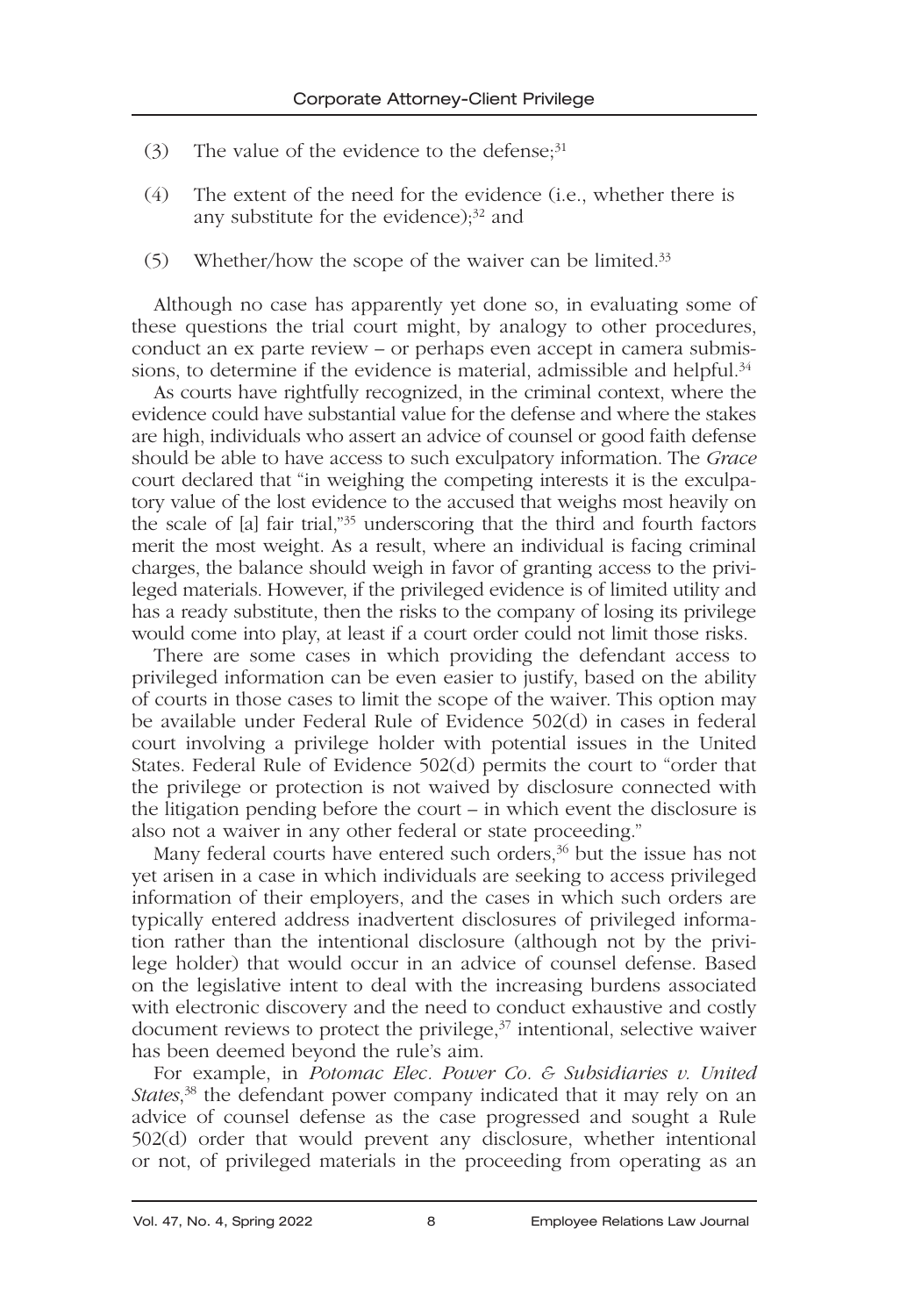(3) The value of the evidence to the defense;[31]

(4) The extent of the need for the evidence (i.e., whether there is any substitute for the evidence);[32] and

(5) Whether/how the scope of the waiver can be limited.[33]

Although no case has apparently yet done so, in evaluating some of these questions the trial court might, by analogy to other procedures, conduct an ex parte review – or perhaps even accept in camera submissions, to determine if the evidence is material, admissible and helpful.[34]

As courts have rightfully recognized, in the criminal context, where the evidence could have substantial value for the defense and where the stakes are high, individuals who assert an advice of counsel or good faith defense should be able to have access to such exculpatory information. The *Grace* court declared that "in weighing the competing interests it is the exculpatory value of the lost evidence to the accused that weighs most heavily on the scale of [a] fair trial,"[35] underscoring that the third and fourth factors merit the most weight. As a result, where an individual is facing criminal charges, the balance should weigh in favor of granting access to the privileged materials. However, if the privileged evidence is of limited utility and has a ready substitute, then the risks to the company of losing its privilege would come into play, at least if a court order could not limit those risks.

There are some cases in which providing the defendant access to privileged information can be even easier to justify, based on the ability of courts in those cases to limit the scope of the waiver. This option may be available under Federal Rule of Evidence 502(d) in cases in federal court involving a privilege holder with potential issues in the United States. Federal Rule of Evidence 502(d) permits the court to "order that the privilege or protection is not waived by disclosure connected with the litigation pending before the court – in which event the disclosure is also not a waiver in any other federal or state proceeding."

Many federal courts have entered such orders,[36] but the issue has not yet arisen in a case in which individuals are seeking to access privileged information of their employers, and the cases in which such orders are typically entered address inadvertent disclosures of privileged information rather than the intentional disclosure (although not by the privilege holder) that would occur in an advice of counsel defense. Based on the legislative intent to deal with the increasing burdens associated with electronic discovery and the need to conduct exhaustive and costly document reviews to protect the privilege,[37] intentional, selective waiver has been deemed beyond the rule's aim.

For example, in *Potomac Elec. Power Co. & Subsidiaries v. United States*,[38] the defendant power company indicated that it may rely on an advice of counsel defense as the case progressed and sought a Rule 502(d) order that would prevent any disclosure, whether intentional or not, of privileged materials in the proceeding from operating as an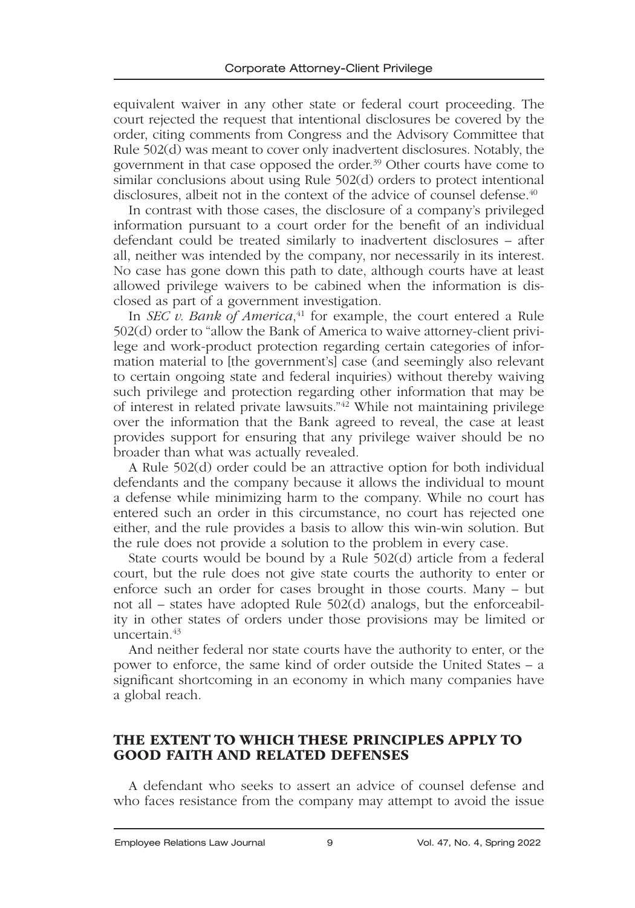equivalent waiver in any other state or federal court proceeding. The court rejected the request that intentional disclosures be covered by the order, citing comments from Congress and the Advisory Committee that Rule 502(d) was meant to cover only inadvertent disclosures. Notably, the government in that case opposed the order.[39] Other courts have come to similar conclusions about using Rule 502(d) orders to protect intentional disclosures, albeit not in the context of the advice of counsel defense.[40]

In contrast with those cases, the disclosure of a company's privileged information pursuant to a court order for the benefit of an individual defendant could be treated similarly to inadvertent disclosures – after all, neither was intended by the company, nor necessarily in its interest. No case has gone down this path to date, although courts have at least allowed privilege waivers to be cabined when the information is disclosed as part of a government investigation.

In *SEC v. Bank of America*,[41] for example, the court entered a Rule 502(d) order to "allow the Bank of America to waive attorney-client privilege and work-product protection regarding certain categories of information material to [the government's] case (and seemingly also relevant to certain ongoing state and federal inquiries) without thereby waiving such privilege and protection regarding other information that may be of interest in related private lawsuits."[42] While not maintaining privilege over the information that the Bank agreed to reveal, the case at least provides support for ensuring that any privilege waiver should be no broader than what was actually revealed.

A Rule 502(d) order could be an attractive option for both individual defendants and the company because it allows the individual to mount a defense while minimizing harm to the company. While no court has entered such an order in this circumstance, no court has rejected one either, and the rule provides a basis to allow this win-win solution. But the rule does not provide a solution to the problem in every case.

State courts would be bound by a Rule 502(d) article from a federal court, but the rule does not give state courts the authority to enter or enforce such an order for cases brought in those courts. Many – but not all – states have adopted Rule 502(d) analogs, but the enforceability in other states of orders under those provisions may be limited or uncertain.[43]

And neither federal nor state courts have the authority to enter, or the power to enforce, the same kind of order outside the United States – a significant shortcoming in an economy in which many companies have a global reach.

## THE EXTENT TO WHICH THESE PRINCIPLES APPLY TO GOOD FAITH AND RELATED DEFENSES

A defendant who seeks to assert an advice of counsel defense and who faces resistance from the company may attempt to avoid the issue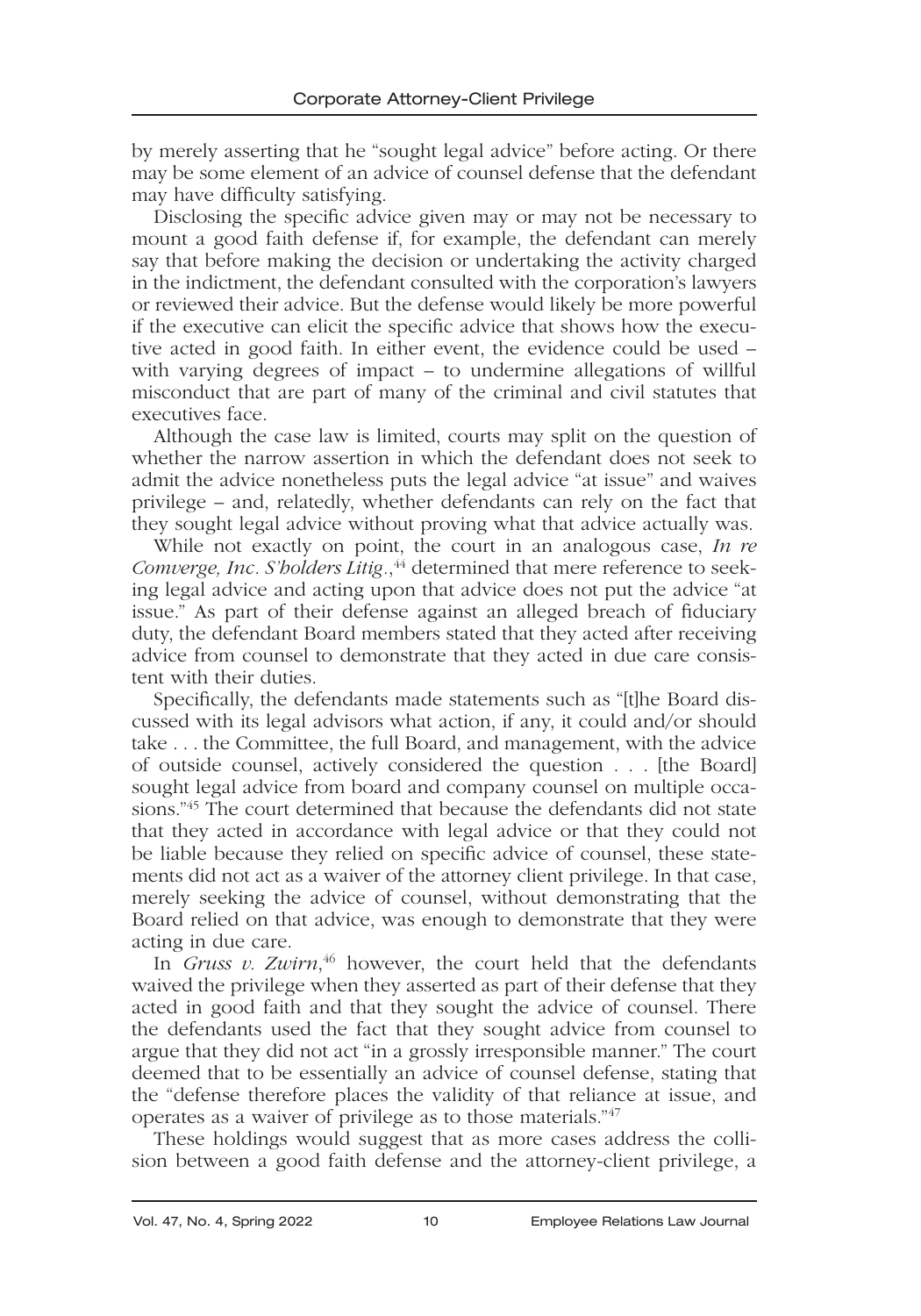by merely asserting that he "sought legal advice" before acting. Or there may be some element of an advice of counsel defense that the defendant may have difficulty satisfying.

Disclosing the specific advice given may or may not be necessary to mount a good faith defense if, for example, the defendant can merely say that before making the decision or undertaking the activity charged in the indictment, the defendant consulted with the corporation's lawyers or reviewed their advice. But the defense would likely be more powerful if the executive can elicit the specific advice that shows how the executive acted in good faith. In either event, the evidence could be used – with varying degrees of impact – to undermine allegations of willful misconduct that are part of many of the criminal and civil statutes that executives face.

Although the case law is limited, courts may split on the question of whether the narrow assertion in which the defendant does not seek to admit the advice nonetheless puts the legal advice "at issue" and waives privilege – and, relatedly, whether defendants can rely on the fact that they sought legal advice without proving what that advice actually was.

While not exactly on point, the court in an analogous case, *In re Comverge, Inc. S'holders Litig.*,[44] determined that mere reference to seeking legal advice and acting upon that advice does not put the advice "at issue." As part of their defense against an alleged breach of fiduciary duty, the defendant Board members stated that they acted after receiving advice from counsel to demonstrate that they acted in due care consistent with their duties.

Specifically, the defendants made statements such as "[t]he Board discussed with its legal advisors what action, if any, it could and/or should take . . . the Committee, the full Board, and management, with the advice of outside counsel, actively considered the question . . . [the Board] sought legal advice from board and company counsel on multiple occasions."[45] The court determined that because the defendants did not state that they acted in accordance with legal advice or that they could not be liable because they relied on specific advice of counsel, these statements did not act as a waiver of the attorney client privilege. In that case, merely seeking the advice of counsel, without demonstrating that the Board relied on that advice, was enough to demonstrate that they were acting in due care.

In *Gruss v. Zwirn*,[46] however, the court held that the defendants waived the privilege when they asserted as part of their defense that they acted in good faith and that they sought the advice of counsel. There the defendants used the fact that they sought advice from counsel to argue that they did not act "in a grossly irresponsible manner." The court deemed that to be essentially an advice of counsel defense, stating that the "defense therefore places the validity of that reliance at issue, and operates as a waiver of privilege as to those materials."[47]

These holdings would suggest that as more cases address the collision between a good faith defense and the attorney-client privilege, a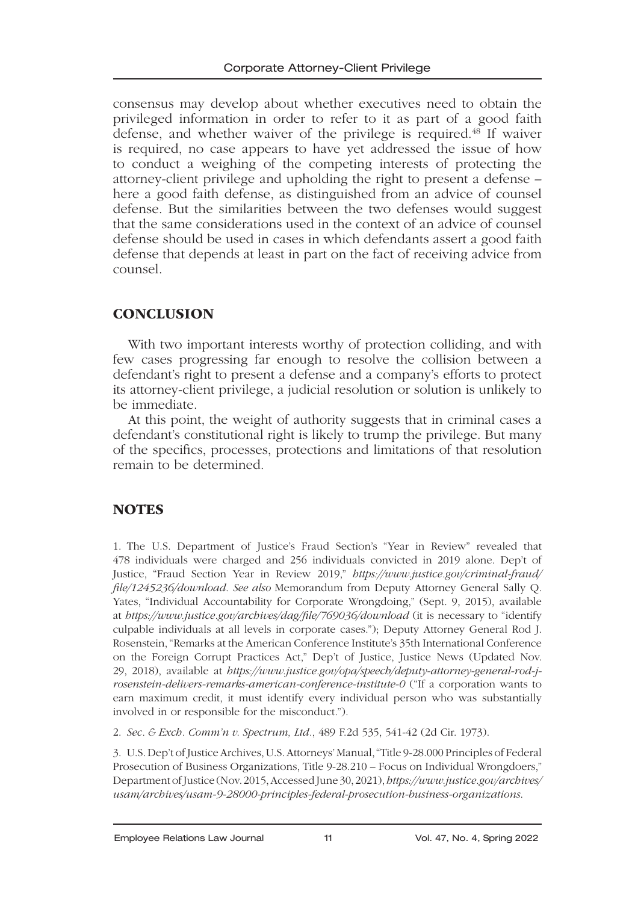consensus may develop about whether executives need to obtain the privileged information in order to refer to it as part of a good faith defense, and whether waiver of the privilege is required.[48] If waiver is required, no case appears to have yet addressed the issue of how to conduct a weighing of the competing interests of protecting the attorney-client privilege and upholding the right to present a defense – here a good faith defense, as distinguished from an advice of counsel defense. But the similarities between the two defenses would suggest that the same considerations used in the context of an advice of counsel defense should be used in cases in which defendants assert a good faith defense that depends at least in part on the fact of receiving advice from counsel.

## CONCLUSION

With two important interests worthy of protection colliding, and with few cases progressing far enough to resolve the collision between a defendant's right to present a defense and a company's efforts to protect its attorney-client privilege, a judicial resolution or solution is unlikely to be immediate.

At this point, the weight of authority suggests that in criminal cases a defendant's constitutional right is likely to trump the privilege. But many of the specifics, processes, protections and limitations of that resolution remain to be determined.

## NOTES

1. The U.S. Department of Justice's Fraud Section's "Year in Review" revealed that 478 individuals were charged and 256 individuals convicted in 2019 alone. Dep't of Justice, "Fraud Section Year in Review 2019," *https://www.justice.gov/criminal-fraud/file/1245236/download*. *See also* Memorandum from Deputy Attorney General Sally Q. Yates, "Individual Accountability for Corporate Wrongdoing," (Sept. 9, 2015), available at *https://www.justice.gov/archives/dag/file/769036/download* (it is necessary to "identify culpable individuals at all levels in corporate cases."); Deputy Attorney General Rod J. Rosenstein, "Remarks at the American Conference Institute's 35th International Conference on the Foreign Corrupt Practices Act," Dep't of Justice, Justice News (Updated Nov. 29, 2018), available at *https://www.justice.gov/opa/speech/deputy-attorney-general-rod-j-rosenstein-delivers-remarks-american-conference-institute-0* ("If a corporation wants to earn maximum credit, it must identify every individual person who was substantially involved in or responsible for the misconduct.").

2. *Sec. & Exch. Comm'n v. Spectrum, Ltd.*, 489 F.2d 535, 541-42 (2d Cir. 1973).

3. U.S. Dep't of Justice Archives, U.S. Attorneys' Manual, "Title 9-28.000 Principles of Federal Prosecution of Business Organizations, Title 9-28.210 – Focus on Individual Wrongdoers," Department of Justice (Nov. 2015, Accessed June 30, 2021), *https://www.justice.gov/archives/usam/archives/usam-9-28000-principles-federal-prosecution-business-organizations.*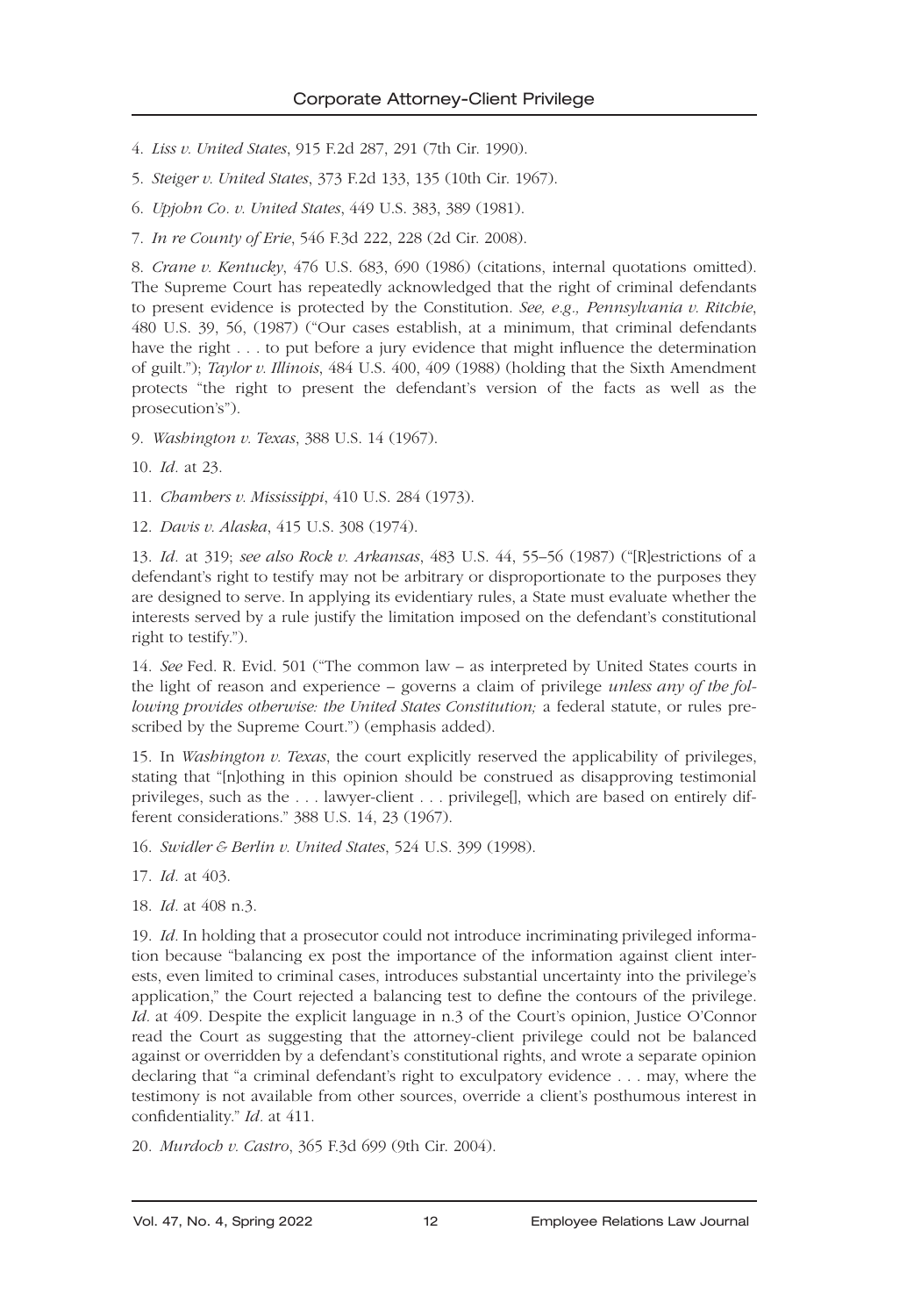4. *Liss v. United States*, 915 F.2d 287, 291 (7th Cir. 1990).

5. *Steiger v. United States*, 373 F.2d 133, 135 (10th Cir. 1967).

6. *Upjohn Co. v. United States*, 449 U.S. 383, 389 (1981).

7. *In re County of Erie*, 546 F.3d 222, 228 (2d Cir. 2008).

8. *Crane v. Kentucky*, 476 U.S. 683, 690 (1986) (citations, internal quotations omitted). The Supreme Court has repeatedly acknowledged that the right of criminal defendants to present evidence is protected by the Constitution. *See, e.g., Pennsylvania v. Ritchie*, 480 U.S. 39, 56, (1987) ("Our cases establish, at a minimum, that criminal defendants have the right . . . to put before a jury evidence that might influence the determination of guilt."); *Taylor v. Illinois*, 484 U.S. 400, 409 (1988) (holding that the Sixth Amendment protects "the right to present the defendant's version of the facts as well as the prosecution's").

9. *Washington v. Texas*, 388 U.S. 14 (1967).

10. *Id.* at 23.

11. *Chambers v. Mississippi*, 410 U.S. 284 (1973).

12. *Davis v. Alaska*, 415 U.S. 308 (1974).

13. *Id.* at 319; *see also Rock v. Arkansas*, 483 U.S. 44, 55–56 (1987) ("[R]estrictions of a defendant's right to testify may not be arbitrary or disproportionate to the purposes they are designed to serve. In applying its evidentiary rules, a State must evaluate whether the interests served by a rule justify the limitation imposed on the defendant's constitutional right to testify.").

14. *See* Fed. R. Evid. 501 ("The common law – as interpreted by United States courts in the light of reason and experience – governs a claim of privilege *unless any of the following provides otherwise: the United States Constitution;* a federal statute, or rules prescribed by the Supreme Court.") (emphasis added).

15. In *Washington v. Texas*, the court explicitly reserved the applicability of privileges, stating that "[n]othing in this opinion should be construed as disapproving testimonial privileges, such as the . . . lawyer-client . . . privilege[], which are based on entirely different considerations." 388 U.S. 14, 23 (1967).

16. *Swidler & Berlin v. United States*, 524 U.S. 399 (1998).

17. *Id.* at 403.

18. *Id.* at 408 n.3.

19. *Id.* In holding that a prosecutor could not introduce incriminating privileged information because "balancing ex post the importance of the information against client interests, even limited to criminal cases, introduces substantial uncertainty into the privilege's application," the Court rejected a balancing test to define the contours of the privilege. *Id.* at 409. Despite the explicit language in n.3 of the Court's opinion, Justice O'Connor read the Court as suggesting that the attorney-client privilege could not be balanced against or overridden by a defendant's constitutional rights, and wrote a separate opinion declaring that "a criminal defendant's right to exculpatory evidence . . . may, where the testimony is not available from other sources, override a client's posthumous interest in confidentiality." *Id.* at 411.

20. *Murdoch v. Castro*, 365 F.3d 699 (9th Cir. 2004).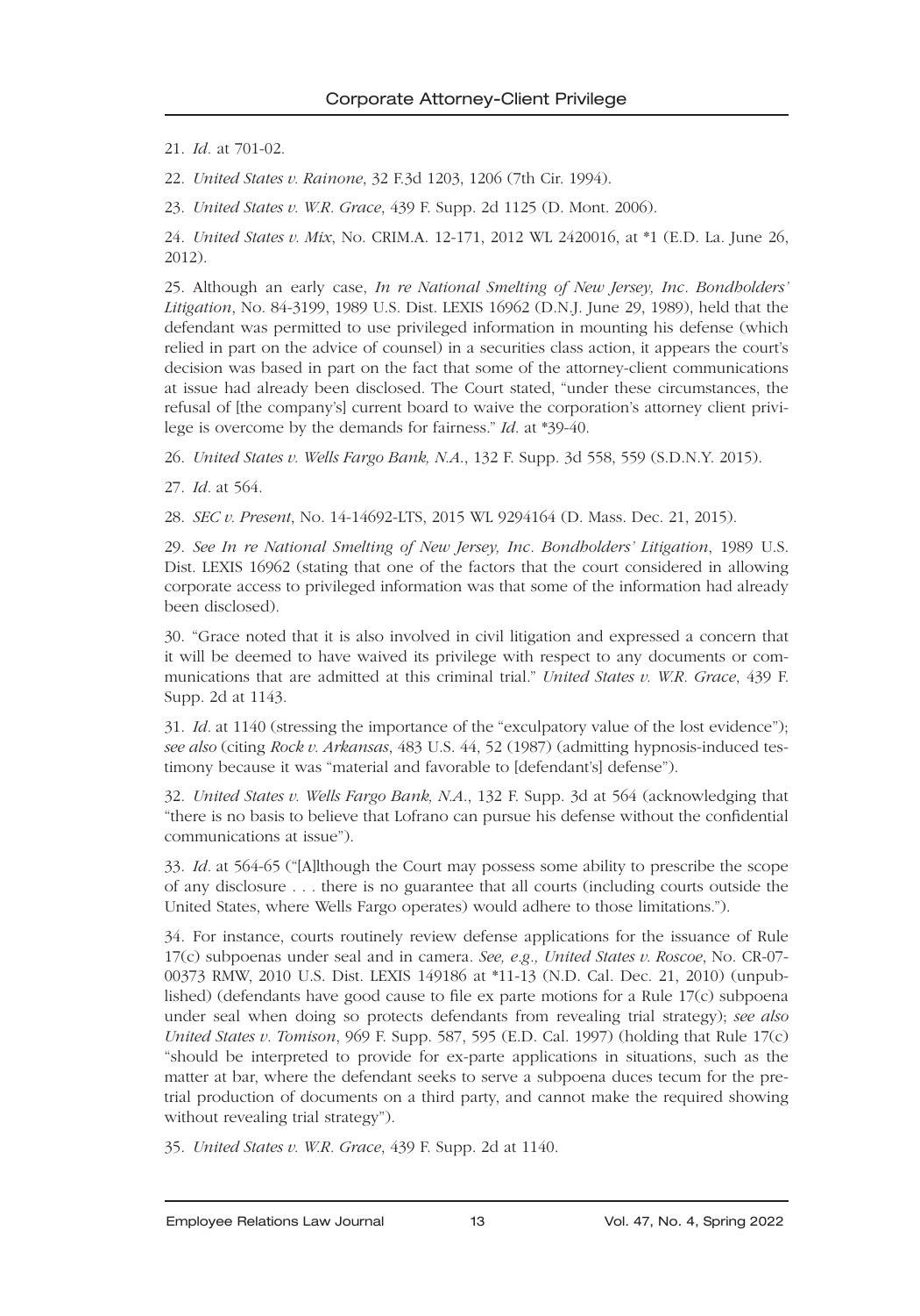21. *Id.* at 701-02.

22. *United States v. Rainone*, 32 F.3d 1203, 1206 (7th Cir. 1994).

23. *United States v. W.R. Grace*, 439 F. Supp. 2d 1125 (D. Mont. 2006).

24. *United States v. Mix*, No. CRIM.A. 12-171, 2012 WL 2420016, at *1 (E.D. La. June 26, 2012).

25. Although an early case, *In re National Smelting of New Jersey, Inc. Bondholders' Litigation*, No. 84-3199, 1989 U.S. Dist. LEXIS 16962 (D.N.J. June 29, 1989), held that the defendant was permitted to use privileged information in mounting his defense (which relied in part on the advice of counsel) in a securities class action, it appears the court's decision was based in part on the fact that some of the attorney-client communications at issue had already been disclosed. The Court stated, "under these circumstances, the refusal of [the company's] current board to waive the corporation's attorney client privilege is overcome by the demands for fairness." *Id.* at *39-40.

26. *United States v. Wells Fargo Bank, N.A.*, 132 F. Supp. 3d 558, 559 (S.D.N.Y. 2015).

27. *Id.* at 564.

28. *SEC v. Present*, No. 14-14692-LTS, 2015 WL 9294164 (D. Mass. Dec. 21, 2015).

29. *See In re National Smelting of New Jersey, Inc. Bondholders' Litigation*, 1989 U.S. Dist. LEXIS 16962 (stating that one of the factors that the court considered in allowing corporate access to privileged information was that some of the information had already been disclosed).

30. "Grace noted that it is also involved in civil litigation and expressed a concern that it will be deemed to have waived its privilege with respect to any documents or communications that are admitted at this criminal trial." *United States v. W.R. Grace*, 439 F. Supp. 2d at 1143.

31. *Id.* at 1140 (stressing the importance of the "exculpatory value of the lost evidence"); *see also* (citing *Rock v. Arkansas*, 483 U.S. 44, 52 (1987) (admitting hypnosis-induced testimony because it was "material and favorable to [defendant's] defense").

32. *United States v. Wells Fargo Bank, N.A.*, 132 F. Supp. 3d at 564 (acknowledging that "there is no basis to believe that Lofrano can pursue his defense without the confidential communications at issue").

33. *Id.* at 564-65 ("[A]lthough the Court may possess some ability to prescribe the scope of any disclosure . . . there is no guarantee that all courts (including courts outside the United States, where Wells Fargo operates) would adhere to those limitations.").

34. For instance, courts routinely review defense applications for the issuance of Rule 17(c) subpoenas under seal and in camera. *See, e.g., United States v. Roscoe*, No. CR-07-00373 RMW, 2010 U.S. Dist. LEXIS 149186 at *11-13 (N.D. Cal. Dec. 21, 2010) (unpublished) (defendants have good cause to file ex parte motions for a Rule 17(c) subpoena under seal when doing so protects defendants from revealing trial strategy); *see also United States v. Tomison*, 969 F. Supp. 587, 595 (E.D. Cal. 1997) (holding that Rule 17(c) "should be interpreted to provide for ex-parte applications in situations, such as the matter at bar, where the defendant seeks to serve a subpoena duces tecum for the pretrial production of documents on a third party, and cannot make the required showing without revealing trial strategy").

35. *United States v. W.R. Grace*, 439 F. Supp. 2d at 1140.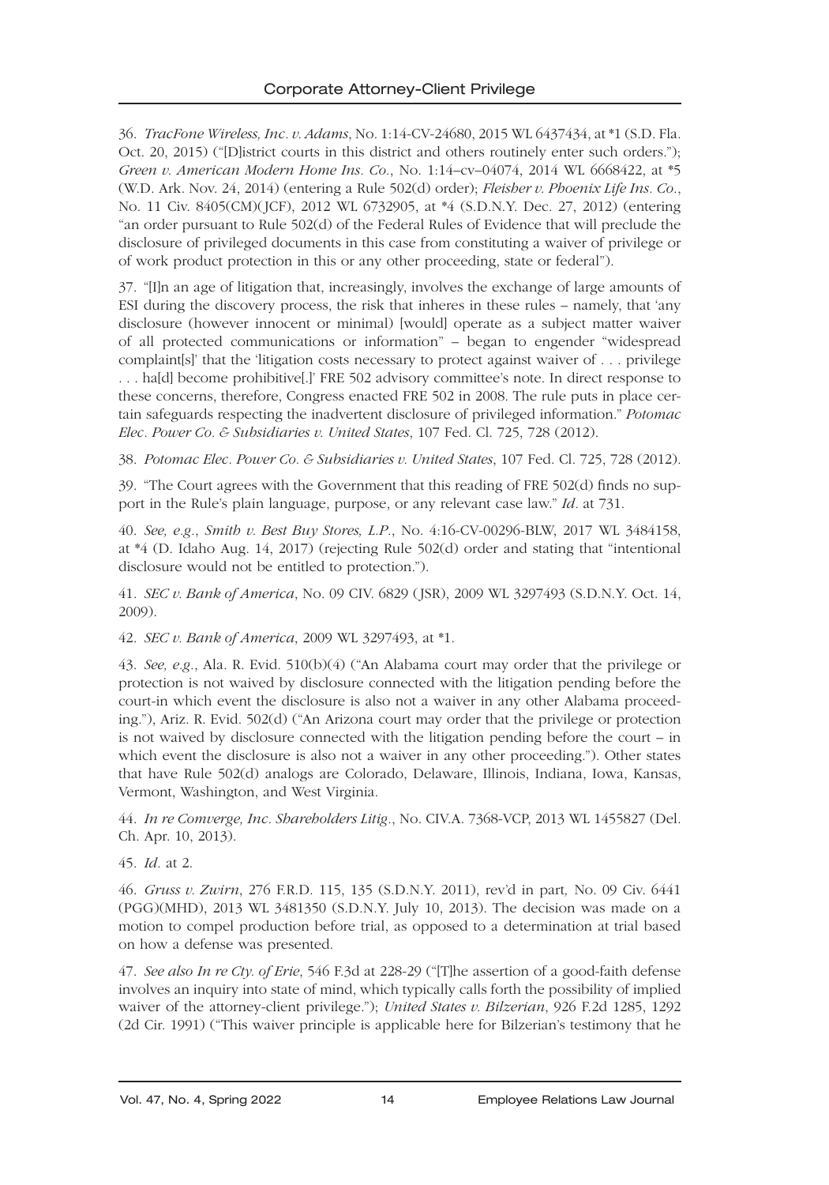36. *TracFone Wireless, Inc. v. Adams*, No. 1:14-CV-24680, 2015 WL 6437434, at *1 (S.D. Fla. Oct. 20, 2015) ("[D]istrict courts in this district and others routinely enter such orders."); *Green v. American Modern Home Ins. Co.*, No. 1:14–cv–04074, 2014 WL 6668422, at *5 (W.D. Ark. Nov. 24, 2014) (entering a Rule 502(d) order); *Fleisher v. Phoenix Life Ins. Co.*, No. 11 Civ. 8405(CM)(JCF), 2012 WL 6732905, at *4 (S.D.N.Y. Dec. 27, 2012) (entering "an order pursuant to Rule 502(d) of the Federal Rules of Evidence that will preclude the disclosure of privileged documents in this case from constituting a waiver of privilege or of work product protection in this or any other proceeding, state or federal").

37. "[I]n an age of litigation that, increasingly, involves the exchange of large amounts of ESI during the discovery process, the risk that inheres in these rules – namely, that 'any disclosure (however innocent or minimal) [would] operate as a subject matter waiver of all protected communications or information" – began to engender "widespread complaint[s]' that the 'litigation costs necessary to protect against waiver of . . . privilege . . . ha[d] become prohibitive[.]' FRE 502 advisory committee's note. In direct response to these concerns, therefore, Congress enacted FRE 502 in 2008. The rule puts in place certain safeguards respecting the inadvertent disclosure of privileged information." *Potomac Elec. Power Co. & Subsidiaries v. United States*, 107 Fed. Cl. 725, 728 (2012).

38. *Potomac Elec. Power Co. & Subsidiaries v. United States*, 107 Fed. Cl. 725, 728 (2012).

39. "The Court agrees with the Government that this reading of FRE 502(d) finds no support in the Rule's plain language, purpose, or any relevant case law." *Id.* at 731.

40. *See, e.g.*, *Smith v. Best Buy Stores, L.P.*, No. 4:16-CV-00296-BLW, 2017 WL 3484158, at *4 (D. Idaho Aug. 14, 2017) (rejecting Rule 502(d) order and stating that "intentional disclosure would not be entitled to protection.").

41. *SEC v. Bank of America*, No. 09 CIV. 6829 (JSR), 2009 WL 3297493 (S.D.N.Y. Oct. 14, 2009).

42. *SEC v. Bank of America*, 2009 WL 3297493, at *1.

43. *See, e.g.*, Ala. R. Evid. 510(b)(4) ("An Alabama court may order that the privilege or protection is not waived by disclosure connected with the litigation pending before the court-in which event the disclosure is also not a waiver in any other Alabama proceeding."), Ariz. R. Evid. 502(d) ("An Arizona court may order that the privilege or protection is not waived by disclosure connected with the litigation pending before the court – in which event the disclosure is also not a waiver in any other proceeding."). Other states that have Rule 502(d) analogs are Colorado, Delaware, Illinois, Indiana, Iowa, Kansas, Vermont, Washington, and West Virginia.

44. *In re Comverge, Inc. Shareholders Litig.*, No. CIV.A. 7368-VCP, 2013 WL 1455827 (Del. Ch. Apr. 10, 2013).

45. *Id.* at 2.

46. *Gruss v. Zwirn*, 276 F.R.D. 115, 135 (S.D.N.Y. 2011), rev'd in part*,* No. 09 Civ. 6441 (PGG)(MHD), 2013 WL 3481350 (S.D.N.Y. July 10, 2013). The decision was made on a motion to compel production before trial, as opposed to a determination at trial based on how a defense was presented.

47. *See also In re Cty. of Erie*, 546 F.3d at 228-29 ("[T]he assertion of a good-faith defense involves an inquiry into state of mind, which typically calls forth the possibility of implied waiver of the attorney-client privilege."); *United States v. Bilzerian*, 926 F.2d 1285, 1292 (2d Cir. 1991) ("This waiver principle is applicable here for Bilzerian's testimony that he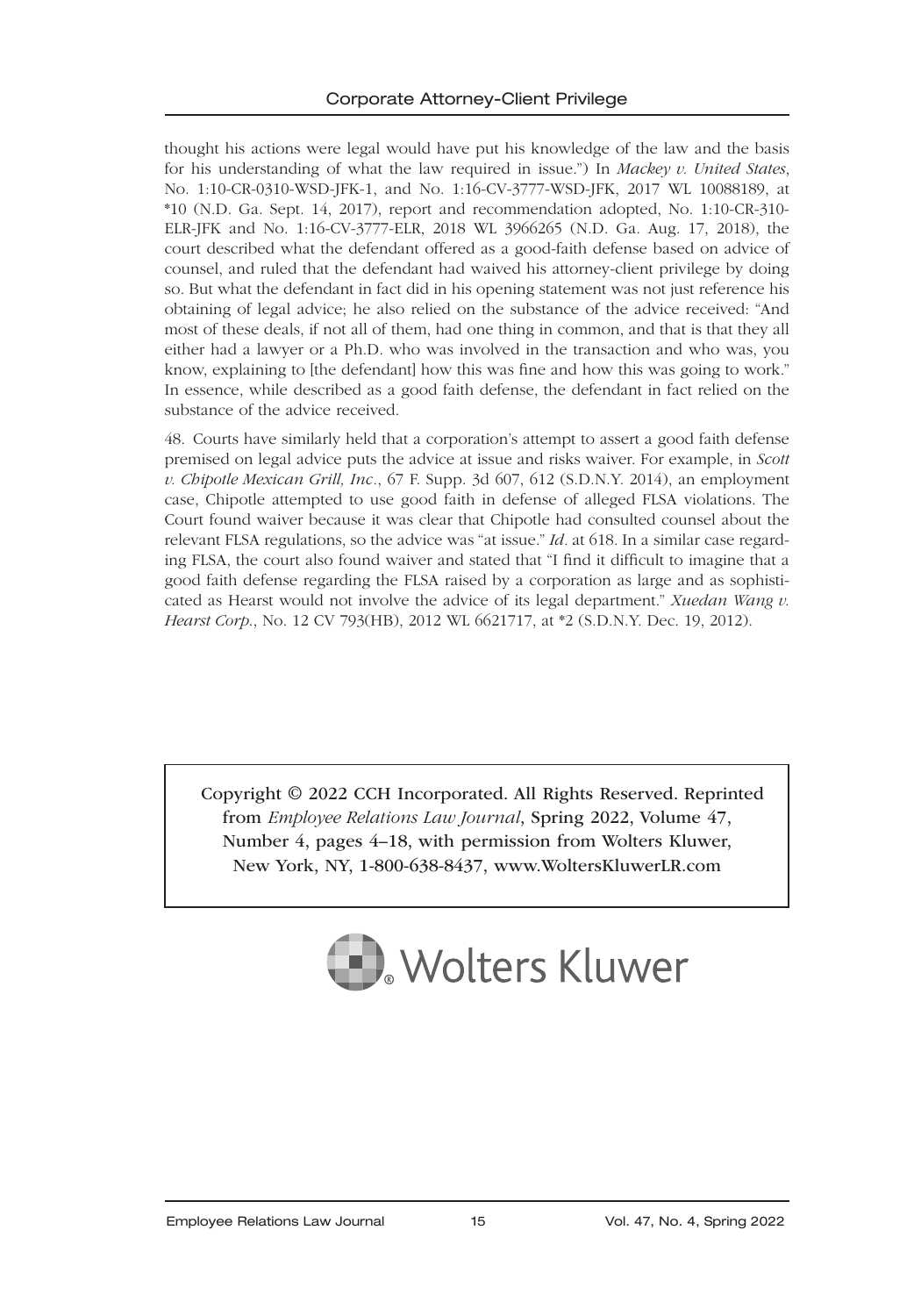thought his actions were legal would have put his knowledge of the law and the basis for his understanding of what the law required in issue.") In *Mackey v. United States*, No. 1:10-CR-0310-WSD-JFK-1, and No. 1:16-CV-3777-WSD-JFK, 2017 WL 10088189, at *10 (N.D. Ga. Sept. 14, 2017), report and recommendation adopted, No. 1:10-CR-310-ELR-JFK and No. 1:16-CV-3777-ELR, 2018 WL 3966265 (N.D. Ga. Aug. 17, 2018), the court described what the defendant offered as a good-faith defense based on advice of counsel, and ruled that the defendant had waived his attorney-client privilege by doing so. But what the defendant in fact did in his opening statement was not just reference his obtaining of legal advice; he also relied on the substance of the advice received: "And most of these deals, if not all of them, had one thing in common, and that is that they all either had a lawyer or a Ph.D. who was involved in the transaction and who was, you know, explaining to [the defendant] how this was fine and how this was going to work." In essence, while described as a good faith defense, the defendant in fact relied on the substance of the advice received.

48. Courts have similarly held that a corporation's attempt to assert a good faith defense premised on legal advice puts the advice at issue and risks waiver. For example, in *Scott v. Chipotle Mexican Grill, Inc.*, 67 F. Supp. 3d 607, 612 (S.D.N.Y. 2014), an employment case, Chipotle attempted to use good faith in defense of alleged FLSA violations. The Court found waiver because it was clear that Chipotle had consulted counsel about the relevant FLSA regulations, so the advice was "at issue." *Id*. at 618. In a similar case regarding FLSA, the court also found waiver and stated that "I find it difficult to imagine that a good faith defense regarding the FLSA raised by a corporation as large and as sophisticated as Hearst would not involve the advice of its legal department." *Xuedan Wang v. Hearst Corp.*, No. 12 CV 793(HB), 2012 WL 6621717, at *2 (S.D.N.Y. Dec. 19, 2012).

Copyright © 2022 CCH Incorporated. All Rights Reserved. Reprinted from *Employee Relations Law Journal*, Spring 2022, Volume 47, Number 4, pages 4–18, with permission from Wolters Kluwer, New York, NY, 1-800-638-8437, www.WoltersKluwerLR.com

Wolters Kluwer